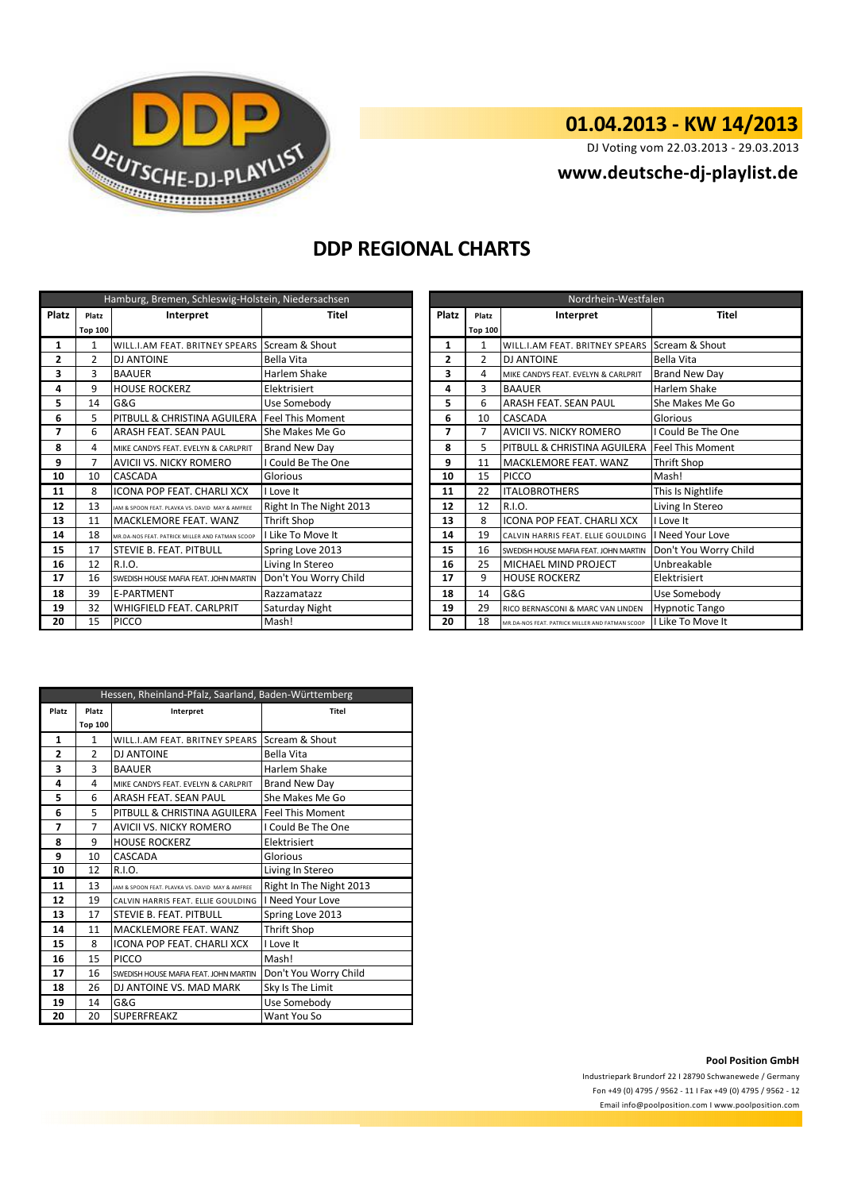# 01.04.2013 - KW 14/2013

DJ Voting vom 22.03.2013 - 29.03.2013

**www.deutsche-dj-playlist.de**

## DDP REGIONAL CHARTS

| Hamburg, Bremen, Schleswig-Holstein, Niedersachsen | | | |
|---|---|---|---|
| **Platz** | **Platz Top 100** | **Interpret** | **Titel** |
| 1 | 1 | WILL.I.AM FEAT. BRITNEY SPEARS | Scream & Shout |
| 2 | 2 | DJ ANTOINE | Bella Vita |
| 3 | 3 | BAAUER | Harlem Shake |
| 4 | 9 | HOUSE ROCKERZ | Elektrisiert |
| 5 | 14 | G&G | Use Somebody |
| 6 | 5 | PITBULL & CHRISTINA AGUILERA | Feel This Moment |
| 7 | 6 | ARASH FEAT. SEAN PAUL | She Makes Me Go |
| 8 | 4 | MIKE CANDYS FEAT. EVELYN & CARLPRIT | Brand New Day |
| 9 | 7 | AVICII VS. NICKY ROMERO | I Could Be The One |
| 10 | 10 | CASCADA | Glorious |
| 11 | 8 | ICONA POP FEAT. CHARLI XCX | I Love It |
| 12 | 13 | JAM & SPOON FEAT. PLAVKA VS. DAVID MAY & AMFREE | Right In The Night 2013 |
| 13 | 11 | MACKLEMORE FEAT. WANZ | Thrift Shop |
| 14 | 18 | MR.DA-NOS FEAT. PATRICK MILLER AND FATMAN SCOOP | I Like To Move It |
| 15 | 17 | STEVIE B. FEAT. PITBULL | Spring Love 2013 |
| 16 | 12 | R.I.O. | Living In Stereo |
| 17 | 16 | SWEDISH HOUSE MAFIA FEAT. JOHN MARTIN | Don't You Worry Child |
| 18 | 39 | E-PARTMENT | Razzamatazz |
| 19 | 32 | WHIGFIELD FEAT. CARLPRIT | Saturday Night |
| 20 | 15 | PICCO | Mash! |

| Nordrhein-Westfalen | | | |
|---|---|---|---|
| **Platz** | **Platz Top 100** | **Interpret** | **Titel** |
| 1 | 1 | WILL.I.AM FEAT. BRITNEY SPEARS | Scream & Shout |
| 2 | 2 | DJ ANTOINE | Bella Vita |
| 3 | 4 | MIKE CANDYS FEAT. EVELYN & CARLPRIT | Brand New Day |
| 4 | 3 | BAAUER | Harlem Shake |
| 5 | 6 | ARASH FEAT. SEAN PAUL | She Makes Me Go |
| 6 | 10 | CASCADA | Glorious |
| 7 | 7 | AVICII VS. NICKY ROMERO | I Could Be The One |
| 8 | 5 | PITBULL & CHRISTINA AGUILERA | Feel This Moment |
| 9 | 11 | MACKLEMORE FEAT. WANZ | Thrift Shop |
| 10 | 15 | PICCO | Mash! |
| 11 | 22 | ITALOBROTHERS | This Is Nightlife |
| 12 | 12 | R.I.O. | Living In Stereo |
| 13 | 8 | ICONA POP FEAT. CHARLI XCX | I Love It |
| 14 | 19 | CALVIN HARRIS FEAT. ELLIE GOULDING | I Need Your Love |
| 15 | 16 | SWEDISH HOUSE MAFIA FEAT. JOHN MARTIN | Don't You Worry Child |
| 16 | 25 | MICHAEL MIND PROJECT | Unbreakable |
| 17 | 9 | HOUSE ROCKERZ | Elektrisiert |
| 18 | 14 | G&G | Use Somebody |
| 19 | 29 | RICO BERNASCONI & MARC VAN LINDEN | Hypnotic Tango |
| 20 | 18 | MR.DA-NOS FEAT. PATRICK MILLER AND FATMAN SCOOP | I Like To Move It |

| Hessen, Rheinland-Pfalz, Saarland, Baden-Württemberg | | | |
|---|---|---|---|
| **Platz** | **Platz Top 100** | **Interpret** | **Titel** |
| 1 | 1 | WILL.I.AM FEAT. BRITNEY SPEARS | Scream & Shout |
| 2 | 2 | DJ ANTOINE | Bella Vita |
| 3 | 3 | BAAUER | Harlem Shake |
| 4 | 4 | MIKE CANDYS FEAT. EVELYN & CARLPRIT | Brand New Day |
| 5 | 6 | ARASH FEAT. SEAN PAUL | She Makes Me Go |
| 6 | 5 | PITBULL & CHRISTINA AGUILERA | Feel This Moment |
| 7 | 7 | AVICII VS. NICKY ROMERO | I Could Be The One |
| 8 | 9 | HOUSE ROCKERZ | Elektrisiert |
| 9 | 10 | CASCADA | Glorious |
| 10 | 12 | R.I.O. | Living In Stereo |
| 11 | 13 | JAM & SPOON FEAT. PLAVKA VS. DAVID MAY & AMFREE | Right In The Night 2013 |
| 12 | 19 | CALVIN HARRIS FEAT. ELLIE GOULDING | I Need Your Love |
| 13 | 17 | STEVIE B. FEAT. PITBULL | Spring Love 2013 |
| 14 | 11 | MACKLEMORE FEAT. WANZ | Thrift Shop |
| 15 | 8 | ICONA POP FEAT. CHARLI XCX | I Love It |
| 16 | 15 | PICCO | Mash! |
| 17 | 16 | SWEDISH HOUSE MAFIA FEAT. JOHN MARTIN | Don't You Worry Child |
| 18 | 26 | DJ ANTOINE VS. MAD MARK | Sky Is The Limit |
| 19 | 14 | G&G | Use Somebody |
| 20 | 20 | SUPERFREAKZ | Want You So |

**Pool Position GmbH**

Industriepark Brundorf 22 I 28790 Schwanewede / Germany

Fon +49 (0) 4795 / 9562 - 11 I Fax +49 (0) 4795 / 9562 - 12

Email info@poolposition.com I www.poolposition.com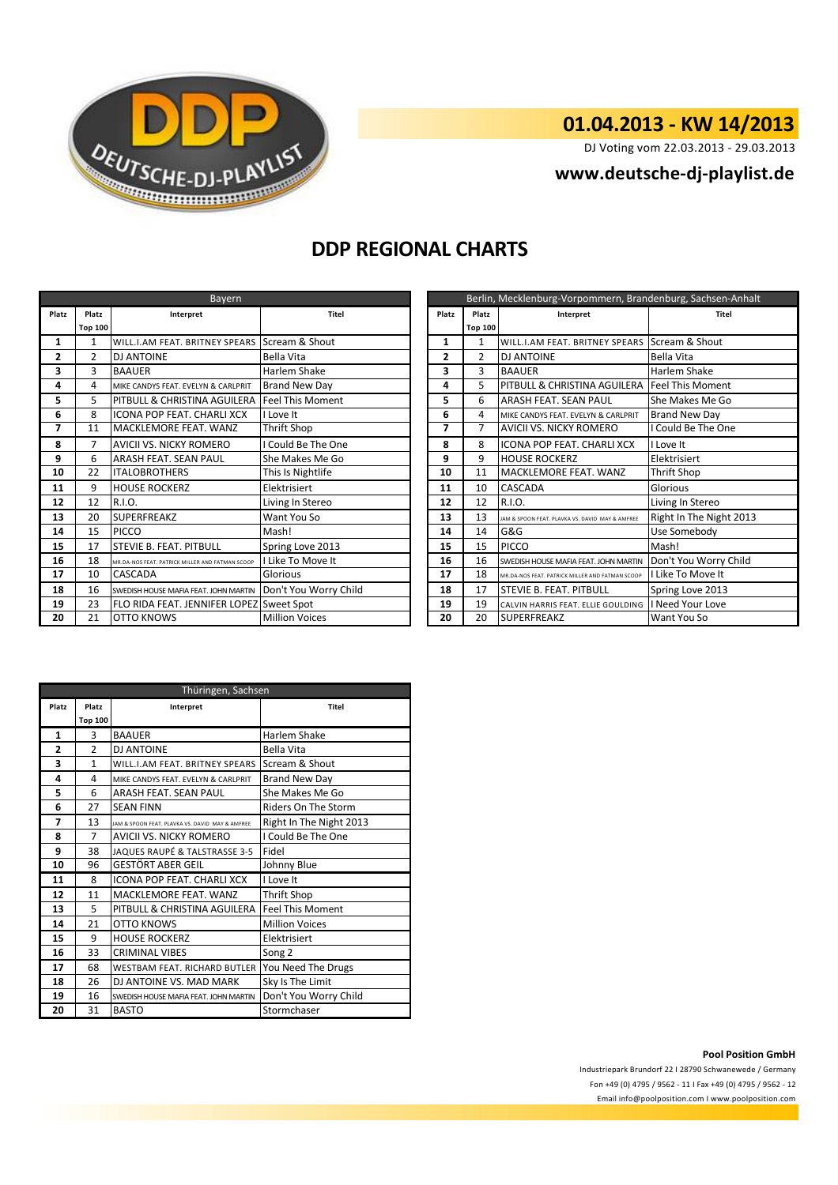## 01.04.2013 - KW 14/2013

DJ Voting vom 22.03.2013 - 29.03.2013

**www.deutsche-dj-playlist.de**

# DDP REGIONAL CHARTS

| Bayern | | | |
|---|---|---|---|
| Platz | Platz Top 100 | Interpret | Titel |
| 1 | 1 | WILL.I.AM FEAT. BRITNEY SPEARS | Scream & Shout |
| 2 | 2 | DJ ANTOINE | Bella Vita |
| 3 | 3 | BAAUER | Harlem Shake |
| 4 | 4 | MIKE CANDYS FEAT. EVELYN & CARLPRIT | Brand New Day |
| 5 | 5 | PITBULL & CHRISTINA AGUILERA | Feel This Moment |
| 6 | 8 | ICONA POP FEAT. CHARLI XCX | I Love It |
| 7 | 11 | MACKLEMORE FEAT. WANZ | Thrift Shop |
| 8 | 7 | AVICII VS. NICKY ROMERO | I Could Be The One |
| 9 | 6 | ARASH FEAT. SEAN PAUL | She Makes Me Go |
| 10 | 22 | ITALOBROTHERS | This Is Nightlife |
| 11 | 9 | HOUSE ROCKERZ | Elektrisiert |
| 12 | 12 | R.I.O. | Living In Stereo |
| 13 | 20 | SUPERFREAKZ | Want You So |
| 14 | 15 | PICCO | Mash! |
| 15 | 17 | STEVIE B. FEAT. PITBULL | Spring Love 2013 |
| 16 | 18 | MR.DA-NOS FEAT. PATRICK MILLER AND FATMAN SCOOP | I Like To Move It |
| 17 | 10 | CASCADA | Glorious |
| 18 | 16 | SWEDISH HOUSE MAFIA FEAT. JOHN MARTIN | Don't You Worry Child |
| 19 | 23 | FLO RIDA FEAT. JENNIFER LOPEZ | Sweet Spot |
| 20 | 21 | OTTO KNOWS | Million Voices |

| Berlin, Mecklenburg-Vorpommern, Brandenburg, Sachsen-Anhalt | | | |
|---|---|---|---|
| Platz | Platz Top 100 | Interpret | Titel |
| 1 | 1 | WILL.I.AM FEAT. BRITNEY SPEARS | Scream & Shout |
| 2 | 2 | DJ ANTOINE | Bella Vita |
| 3 | 3 | BAAUER | Harlem Shake |
| 4 | 5 | PITBULL & CHRISTINA AGUILERA | Feel This Moment |
| 5 | 6 | ARASH FEAT. SEAN PAUL | She Makes Me Go |
| 6 | 4 | MIKE CANDYS FEAT. EVELYN & CARLPRIT | Brand New Day |
| 7 | 7 | AVICII VS. NICKY ROMERO | I Could Be The One |
| 8 | 8 | ICONA POP FEAT. CHARLI XCX | I Love It |
| 9 | 9 | HOUSE ROCKERZ | Elektrisiert |
| 10 | 11 | MACKLEMORE FEAT. WANZ | Thrift Shop |
| 11 | 10 | CASCADA | Glorious |
| 12 | 12 | R.I.O. | Living In Stereo |
| 13 | 13 | JAM & SPOON FEAT. PLAVKA VS. DAVID MAY & AMFREE | Right In The Night 2013 |
| 14 | 14 | G&G | Use Somebody |
| 15 | 15 | PICCO | Mash! |
| 16 | 16 | SWEDISH HOUSE MAFIA FEAT. JOHN MARTIN | Don't You Worry Child |
| 17 | 18 | MR.DA-NOS FEAT. PATRICK MILLER AND FATMAN SCOOP | I Like To Move It |
| 18 | 17 | STEVIE B. FEAT. PITBULL | Spring Love 2013 |
| 19 | 19 | CALVIN HARRIS FEAT. ELLIE GOULDING | I Need Your Love |
| 20 | 20 | SUPERFREAKZ | Want You So |

| Thüringen, Sachsen | | | |
|---|---|---|---|
| Platz | Platz Top 100 | Interpret | Titel |
| 1 | 3 | BAAUER | Harlem Shake |
| 2 | 2 | DJ ANTOINE | Bella Vita |
| 3 | 1 | WILL.I.AM FEAT. BRITNEY SPEARS | Scream & Shout |
| 4 | 4 | MIKE CANDYS FEAT. EVELYN & CARLPRIT | Brand New Day |
| 5 | 6 | ARASH FEAT. SEAN PAUL | She Makes Me Go |
| 6 | 27 | SEAN FINN | Riders On The Storm |
| 7 | 13 | JAM & SPOON FEAT. PLAVKA VS. DAVID MAY & AMFREE | Right In The Night 2013 |
| 8 | 7 | AVICII VS. NICKY ROMERO | I Could Be The One |
| 9 | 38 | JAQUES RAUPÉ & TALSTRASSE 3-5 | Fidel |
| 10 | 96 | GESTÖRT ABER GEIL | Johnny Blue |
| 11 | 8 | ICONA POP FEAT. CHARLI XCX | I Love It |
| 12 | 11 | MACKLEMORE FEAT. WANZ | Thrift Shop |
| 13 | 5 | PITBULL & CHRISTINA AGUILERA | Feel This Moment |
| 14 | 21 | OTTO KNOWS | Million Voices |
| 15 | 9 | HOUSE ROCKERZ | Elektrisiert |
| 16 | 33 | CRIMINAL VIBES | Song 2 |
| 17 | 68 | WESTBAM FEAT. RICHARD BUTLER | You Need The Drugs |
| 18 | 26 | DJ ANTOINE VS. MAD MARK | Sky Is The Limit |
| 19 | 16 | SWEDISH HOUSE MAFIA FEAT. JOHN MARTIN | Don't You Worry Child |
| 20 | 31 | BASTO | Stormchaser |

**Pool Position GmbH**

Industriepark Brundorf 22 I 28790 Schwanewede / Germany

Fon +49 (0) 4795 / 9562 - 11 I Fax +49 (0) 4795 / 9562 - 12

Email info@poolposition.com I www.poolposition.com